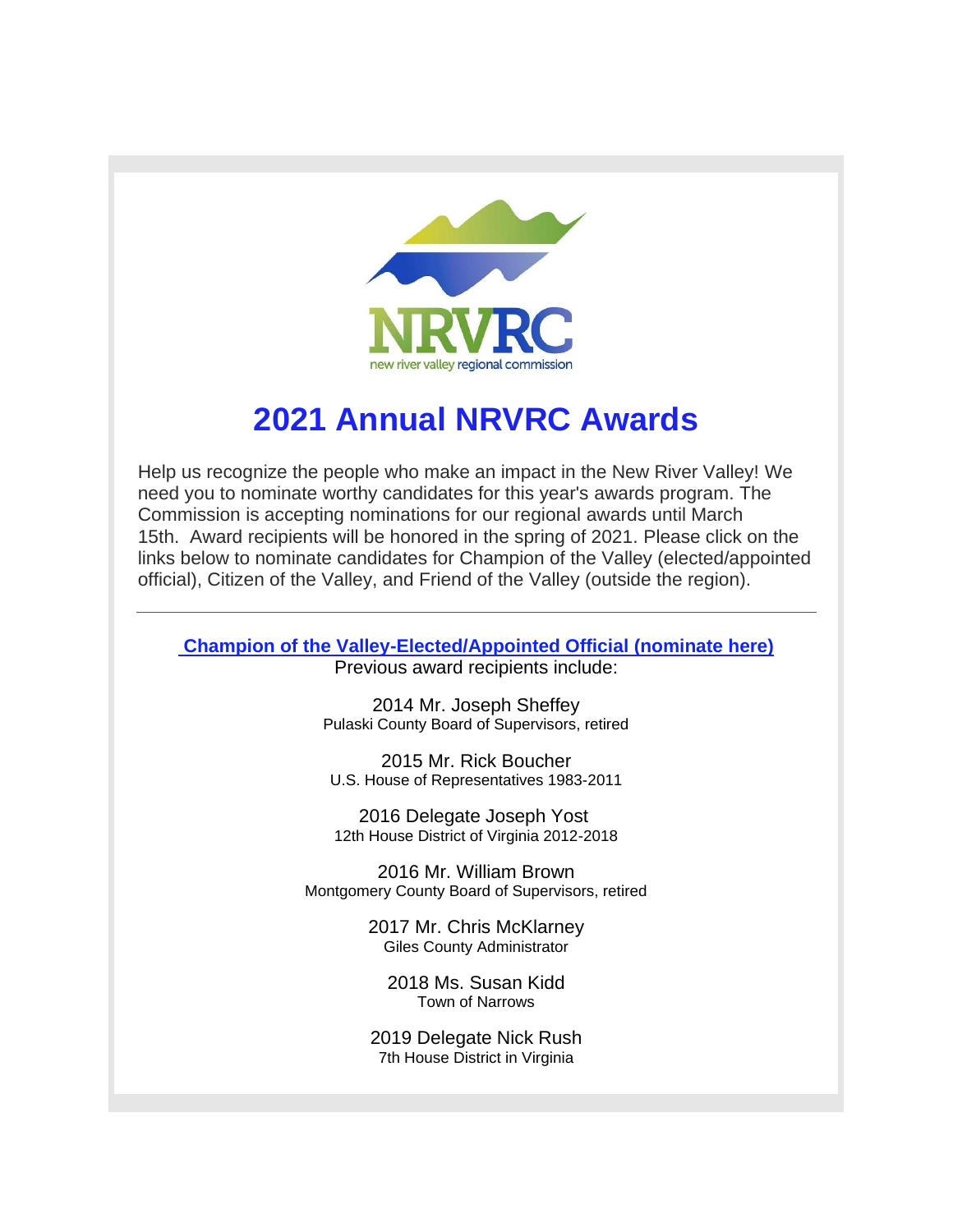NRVRC
new river valley regional commission

# 2021 Annual NRVRC Awards

Help us recognize the people who make an impact in the New River Valley! We need you to nominate worthy candidates for this year's awards program. The Commission is accepting nominations for our regional awards until March 15th. Award recipients will be honored in the spring of 2021. Please click on the links below to nominate candidates for Champion of the Valley (elected/appointed official), Citizen of the Valley, and Friend of the Valley (outside the region).

---

**Champion of the Valley-Elected/Appointed Official (nominate here)**

Previous award recipients include:

2014 Mr. Joseph Sheffey
Pulaski County Board of Supervisors, retired

2015 Mr. Rick Boucher
U.S. House of Representatives 1983-2011

2016 Delegate Joseph Yost
12th House District of Virginia 2012-2018

2016 Mr. William Brown
Montgomery County Board of Supervisors, retired

2017 Mr. Chris McKlarney
Giles County Administrator

2018 Ms. Susan Kidd
Town of Narrows

2019 Delegate Nick Rush
7th House District in Virginia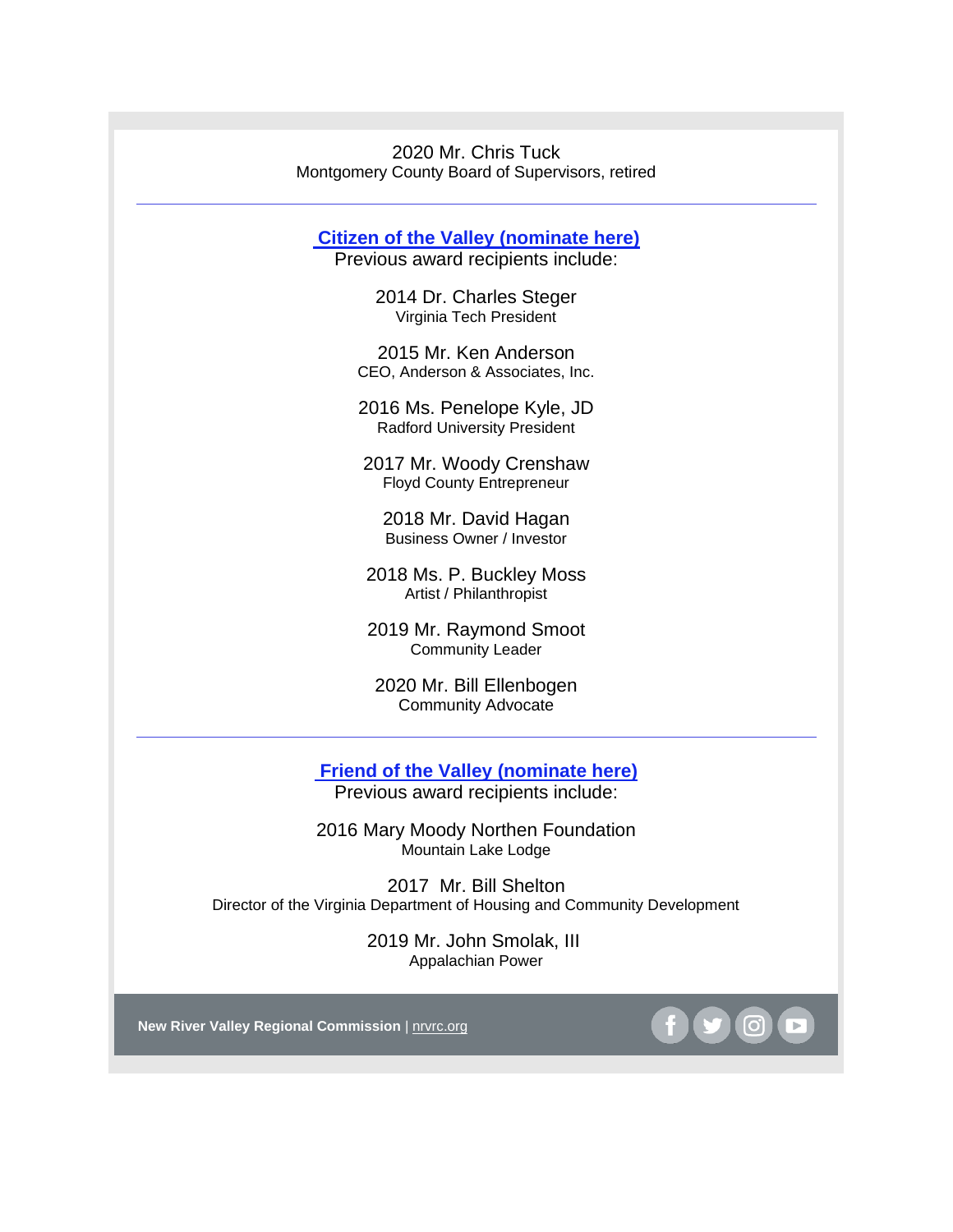2020 Mr. Chris Tuck
Montgomery County Board of Supervisors, retired

---

## [Citizen of the Valley (nominate here)]()

Previous award recipients include:

2014 Dr. Charles Steger
Virginia Tech President

2015 Mr. Ken Anderson
CEO, Anderson & Associates, Inc.

2016 Ms. Penelope Kyle, JD
Radford University President

2017 Mr. Woody Crenshaw
Floyd County Entrepreneur

2018 Mr. David Hagan
Business Owner / Investor

2018 Ms. P. Buckley Moss
Artist / Philanthropist

2019 Mr. Raymond Smoot
Community Leader

2020 Mr. Bill Ellenbogen
Community Advocate

---

## [Friend of the Valley (nominate here)]()

Previous award recipients include:

2016 Mary Moody Northen Foundation
Mountain Lake Lodge

2017 Mr. Bill Shelton
Director of the Virginia Department of Housing and Community Development

2019 Mr. John Smolak, III
Appalachian Power

**New River Valley Regional Commission** | nrvrc.org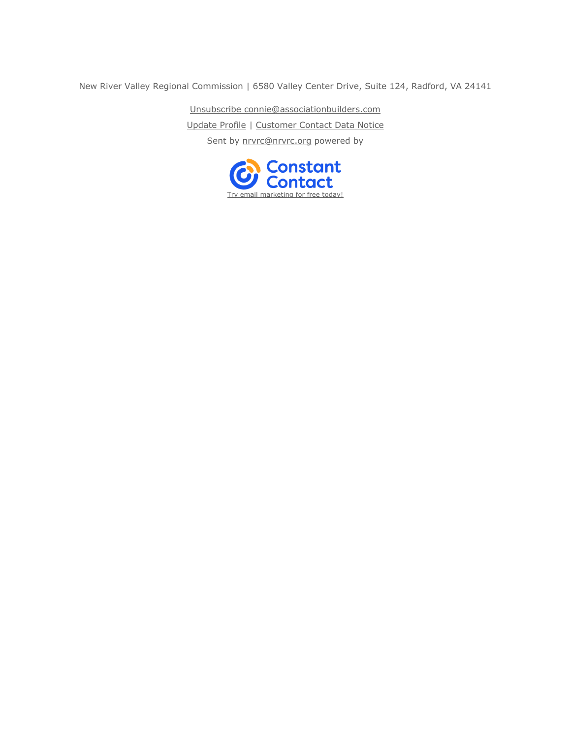New River Valley Regional Commission | 6580 Valley Center Drive, Suite 124, Radford, VA 24141

Unsubscribe connie@associationbuilders.com

Update Profile | Customer Contact Data Notice

Sent by nrvrc@nrvrc.org powered by

Constant Contact

Try email marketing for free today!